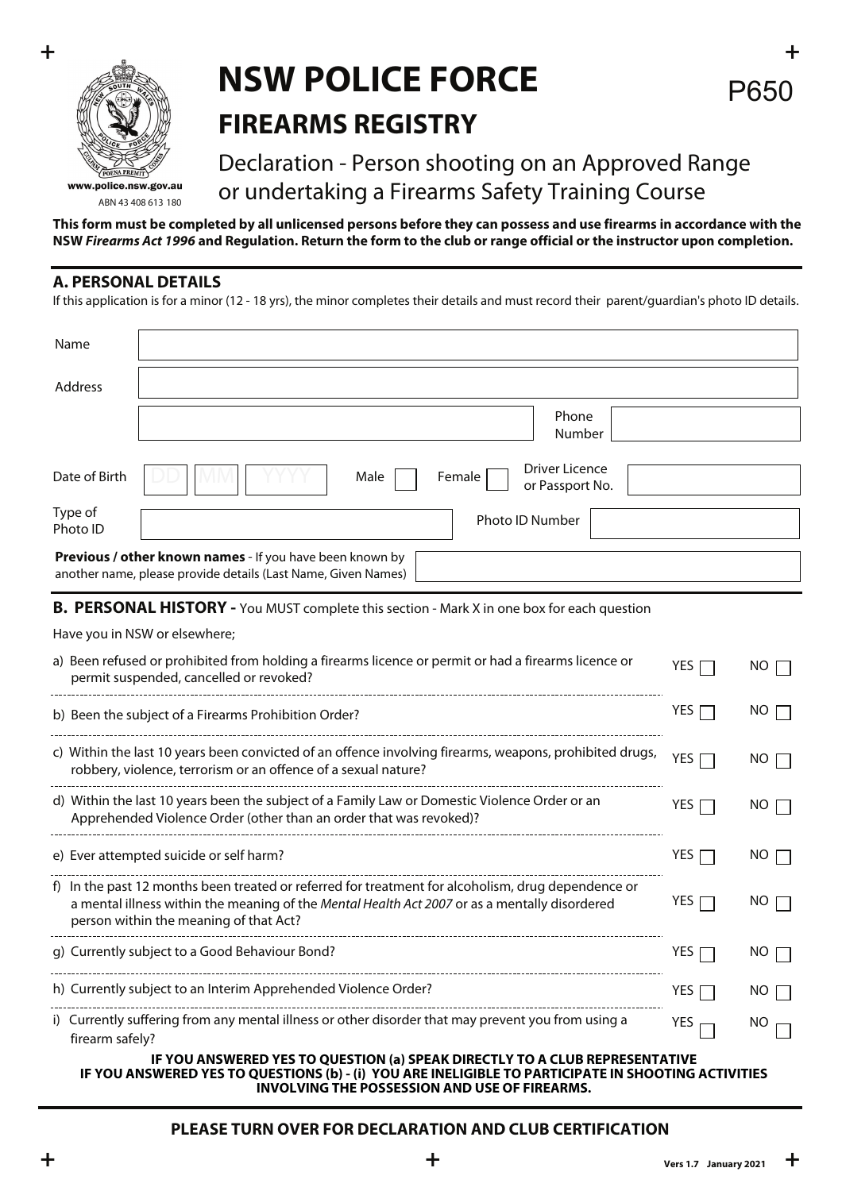# NSW POLICE FORCE

P650

## FIREARMS REGISTRY

www.police.nsw.gov.au
ABN 43 408 613 180

Declaration - Person shooting on an Approved Range or undertaking a Firearms Safety Training Course

**This form must be completed by all unlicensed persons before they can possess and use firearms in accordance with the NSW *Firearms Act 1996* and Regulation. Return the form to the club or range official or the instructor upon completion.**

### A. PERSONAL DETAILS

If this application is for a minor (12 - 18 yrs), the minor completes their details and must record their parent/guardian's photo ID details.

| | |
|---|---|
| Name | |
| Address | |
| | Phone Number: |
| Date of Birth | DD / MM / YYYY &nbsp; Male ☐ &nbsp; Female ☐ &nbsp; Driver Licence or Passport No.: |
| Type of Photo ID | Photo ID Number: |
| **Previous / other known names** - If you have been known by another name, please provide details (Last Name, Given Names) | |

### B. PERSONAL HISTORY - You MUST complete this section - Mark X in one box for each question

Have you in NSW or elsewhere;

| Question | | |
|---|---|---|
| a) Been refused or prohibited from holding a firearms licence or permit or had a firearms licence or permit suspended, cancelled or revoked? | YES ☐ | NO ☐ |
| b) Been the subject of a Firearms Prohibition Order? | YES ☐ | NO ☐ |
| c) Within the last 10 years been convicted of an offence involving firearms, weapons, prohibited drugs, robbery, violence, terrorism or an offence of a sexual nature? | YES ☐ | NO ☐ |
| d) Within the last 10 years been the subject of a Family Law or Domestic Violence Order or an Apprehended Violence Order (other than an order that was revoked)? | YES ☐ | NO ☐ |
| e) Ever attempted suicide or self harm? | YES ☐ | NO ☐ |
| f) In the past 12 months been treated or referred for treatment for alcoholism, drug dependence or a mental illness within the meaning of the *Mental Health Act 2007* or as a mentally disordered person within the meaning of that Act? | YES ☐ | NO ☐ |
| g) Currently subject to a Good Behaviour Bond? | YES ☐ | NO ☐ |
| h) Currently subject to an Interim Apprehended Violence Order? | YES ☐ | NO ☐ |
| i) Currently suffering from any mental illness or other disorder that may prevent you from using a firearm safely? | YES ☐ | NO ☐ |

**IF YOU ANSWERED YES TO QUESTION (a) SPEAK DIRECTLY TO A CLUB REPRESENTATIVE**
**IF YOU ANSWERED YES TO QUESTIONS (b) - (i) YOU ARE INELIGIBLE TO PARTICIPATE IN SHOOTING ACTIVITIES INVOLVING THE POSSESSION AND USE OF FIREARMS.**

**PLEASE TURN OVER FOR DECLARATION AND CLUB CERTIFICATION**

Vers 1.7 January 2021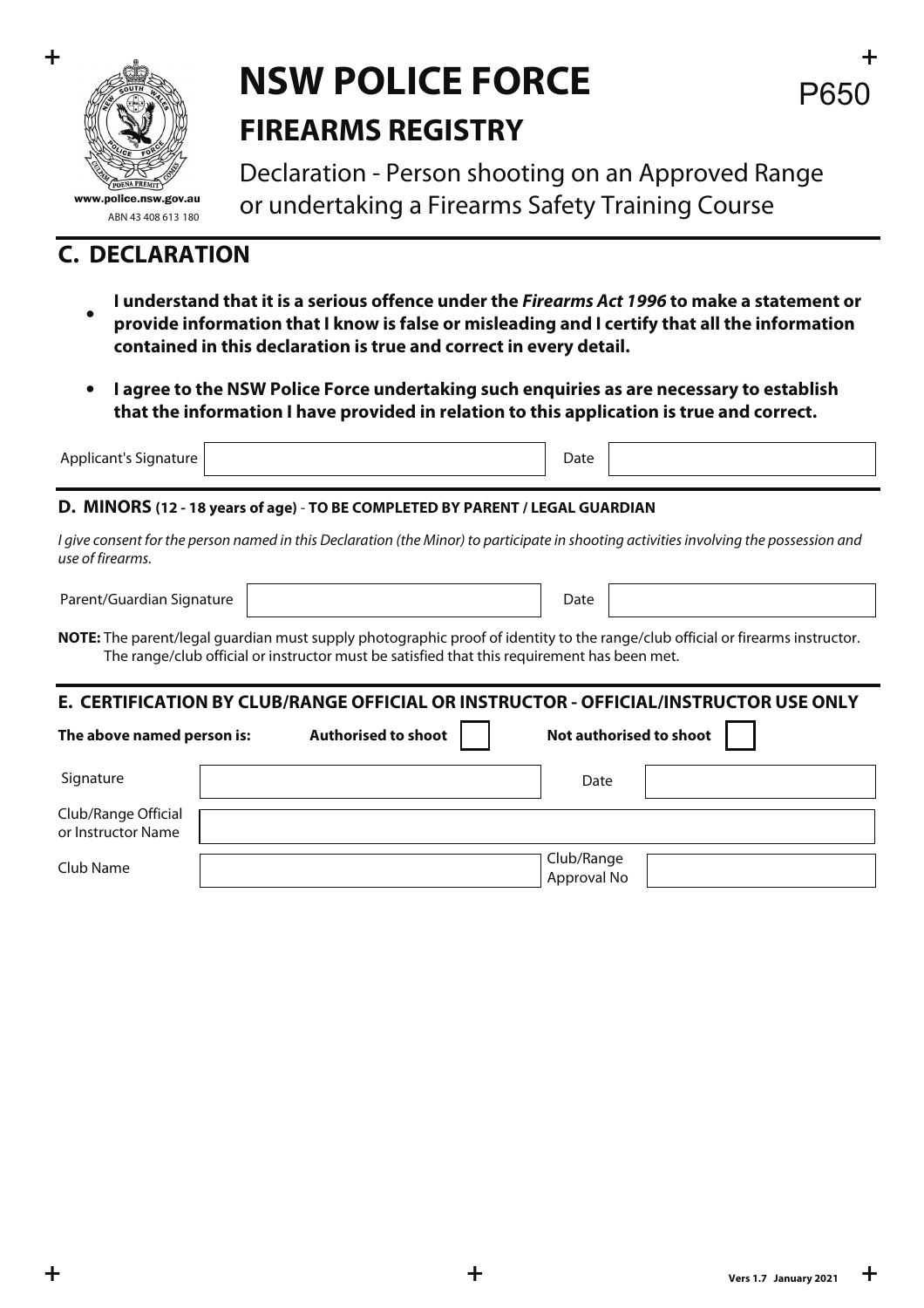# NSW POLICE FORCE

## FIREARMS REGISTRY

P650

Declaration - Person shooting on an Approved Range or undertaking a Firearms Safety Training Course

www.police.nsw.gov.au

ABN 43 408 613 180

## C. DECLARATION

- **I understand that it is a serious offence under the *Firearms Act 1996* to make a statement or provide information that I know is false or misleading and I certify that all the information contained in this declaration is true and correct in every detail.**
- **I agree to the NSW Police Force undertaking such enquiries as are necessary to establish that the information I have provided in relation to this application is true and correct.**

| | | | |
|---|---|---|---|
| Applicant's Signature | | Date | |

### D. MINORS (12 - 18 years of age) - TO BE COMPLETED BY PARENT / LEGAL GUARDIAN

*I give consent for the person named in this Declaration (the Minor) to participate in shooting activities involving the possession and use of firearms.*

| | | | |
|---|---|---|---|
| Parent/Guardian Signature | | Date | |

**NOTE:** The parent/legal guardian must supply photographic proof of identity to the range/club official or firearms instructor. The range/club official or instructor must be satisfied that this requirement has been met.

## E. CERTIFICATION BY CLUB/RANGE OFFICIAL OR INSTRUCTOR - OFFICIAL/INSTRUCTOR USE ONLY

**The above named person is:** **Authorised to shoot** ☐ **Not authorised to shoot** ☐

| | | | |
|---|---|---|---|
| Signature | | Date | |
| Club/Range Official or Instructor Name | | | |
| Club Name | | Club/Range Approval No | |